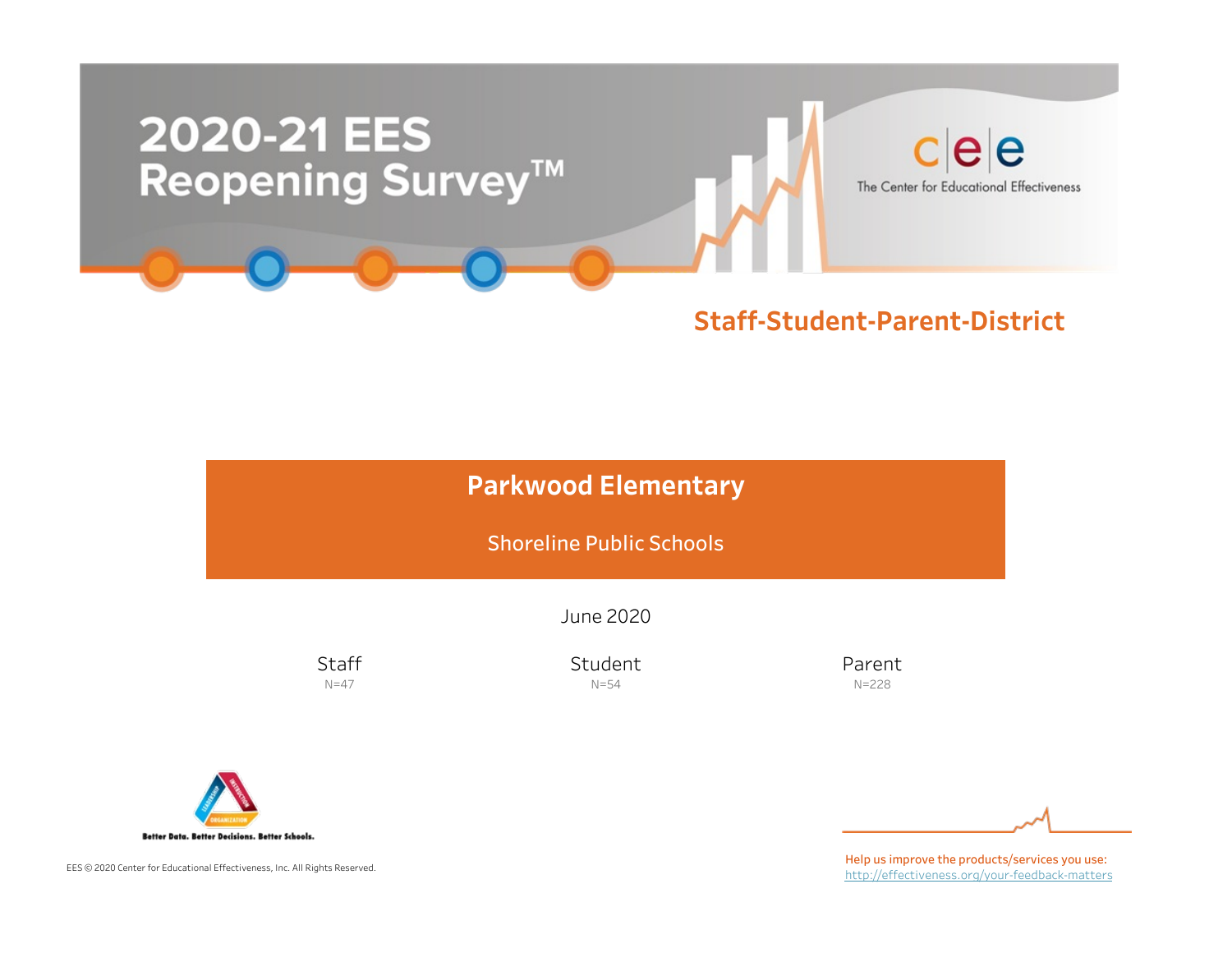# 2020-21 EES Reopening Survey™

The Center for Educational Effectiveness

## Staff-Student-Parent-District

## Parkwood Elementary

Shoreline Public Schools

June 2020

| Staff | Student | Parent |
|---|---|---|
| N=47 | N=54 | N=228 |

Better Data. Better Decisions. Better Schools.

EES © 2020 Center for Educational Effectiveness, Inc. All Rights Reserved.

Help us improve the products/services you use:
http://effectiveness.org/your-feedback-matters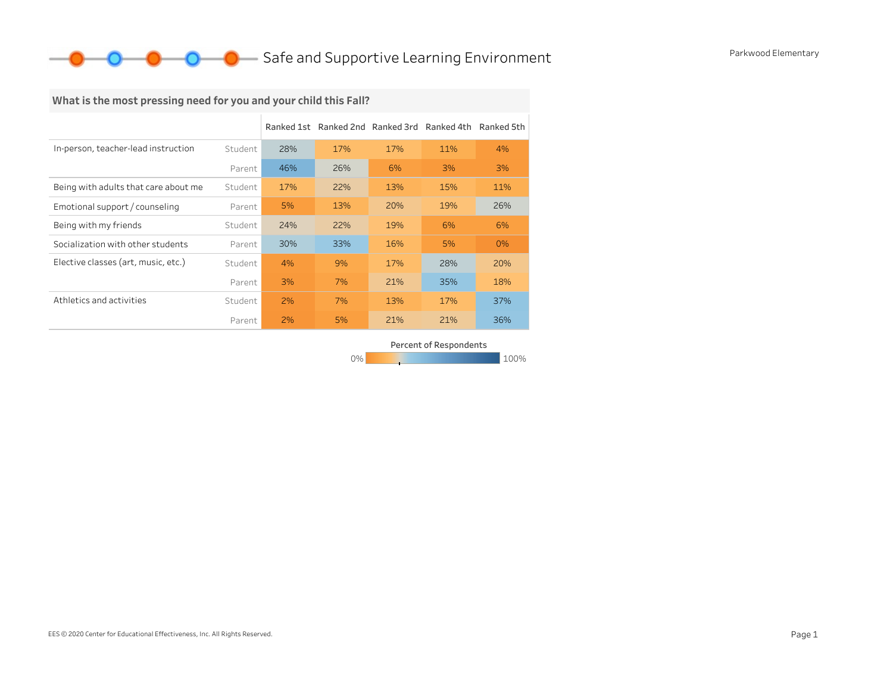# Safe and Supportive Learning Environment

Parkwood Elementary

## What is the most pressing need for you and your child this Fall?

| | | Ranked 1st | Ranked 2nd | Ranked 3rd | Ranked 4th | Ranked 5th |
|---|---|---|---|---|---|---|
| In-person, teacher-lead instruction | Student | 28% | 17% | 17% | 11% | 4% |
| | Parent | 46% | 26% | 6% | 3% | 3% |
| Being with adults that care about me | Student | 17% | 22% | 13% | 15% | 11% |
| Emotional support / counseling | Parent | 5% | 13% | 20% | 19% | 26% |
| Being with my friends | Student | 24% | 22% | 19% | 6% | 6% |
| Socialization with other students | Parent | 30% | 33% | 16% | 5% | 0% |
| Elective classes (art, music, etc.) | Student | 4% | 9% | 17% | 28% | 20% |
| | Parent | 3% | 7% | 21% | 35% | 18% |
| Athletics and activities | Student | 2% | 7% | 13% | 17% | 37% |
| | Parent | 2% | 5% | 21% | 21% | 36% |

Percent of Respondents: 0% – 100%

EES © 2020 Center for Educational Effectiveness, Inc. All Rights Reserved.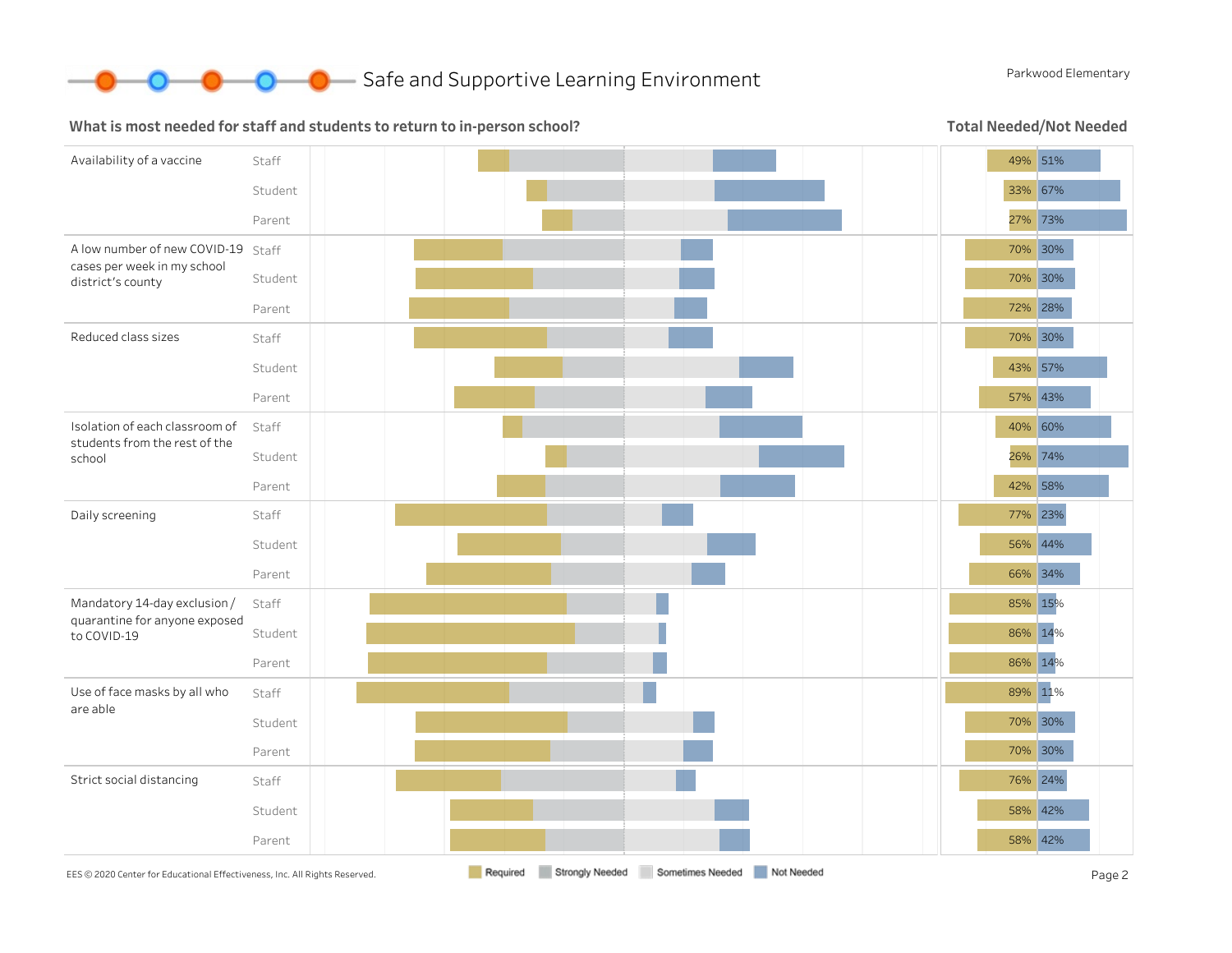## Safe and Supportive Learning Environment

Parkwood Elementary

**What is most needed for staff and students to return to in-person school?**

**Total Needed/Not Needed**

| Item | Group | Needed | Not Needed |
|---|---|---|---|
| Availability of a vaccine | Staff | 49% | 51% |
| | Student | 33% | 67% |
| | Parent | 27% | 73% |
| A low number of new COVID-19 cases per week in my school district's county | Staff | 70% | 30% |
| | Student | 70% | 30% |
| | Parent | 72% | 28% |
| Reduced class sizes | Staff | 70% | 30% |
| | Student | 43% | 57% |
| | Parent | 57% | 43% |
| Isolation of each classroom of students from the rest of the school | Staff | 40% | 60% |
| | Student | 26% | 74% |
| | Parent | 42% | 58% |
| Daily screening | Staff | 77% | 23% |
| | Student | 56% | 44% |
| | Parent | 66% | 34% |
| Mandatory 14-day exclusion / quarantine for anyone exposed to COVID-19 | Staff | 85% | 15% |
| | Student | 86% | 14% |
| | Parent | 86% | 14% |
| Use of face masks by all who are able | Staff | 89% | 11% |
| | Student | 70% | 30% |
| | Parent | 70% | 30% |
| Strict social distancing | Staff | 76% | 24% |
| | Student | 58% | 42% |
| | Parent | 58% | 42% |

Legend: Required, Strongly Needed, Sometimes Needed, Not Needed

EES © 2020 Center for Educational Effectiveness, Inc. All Rights Reserved.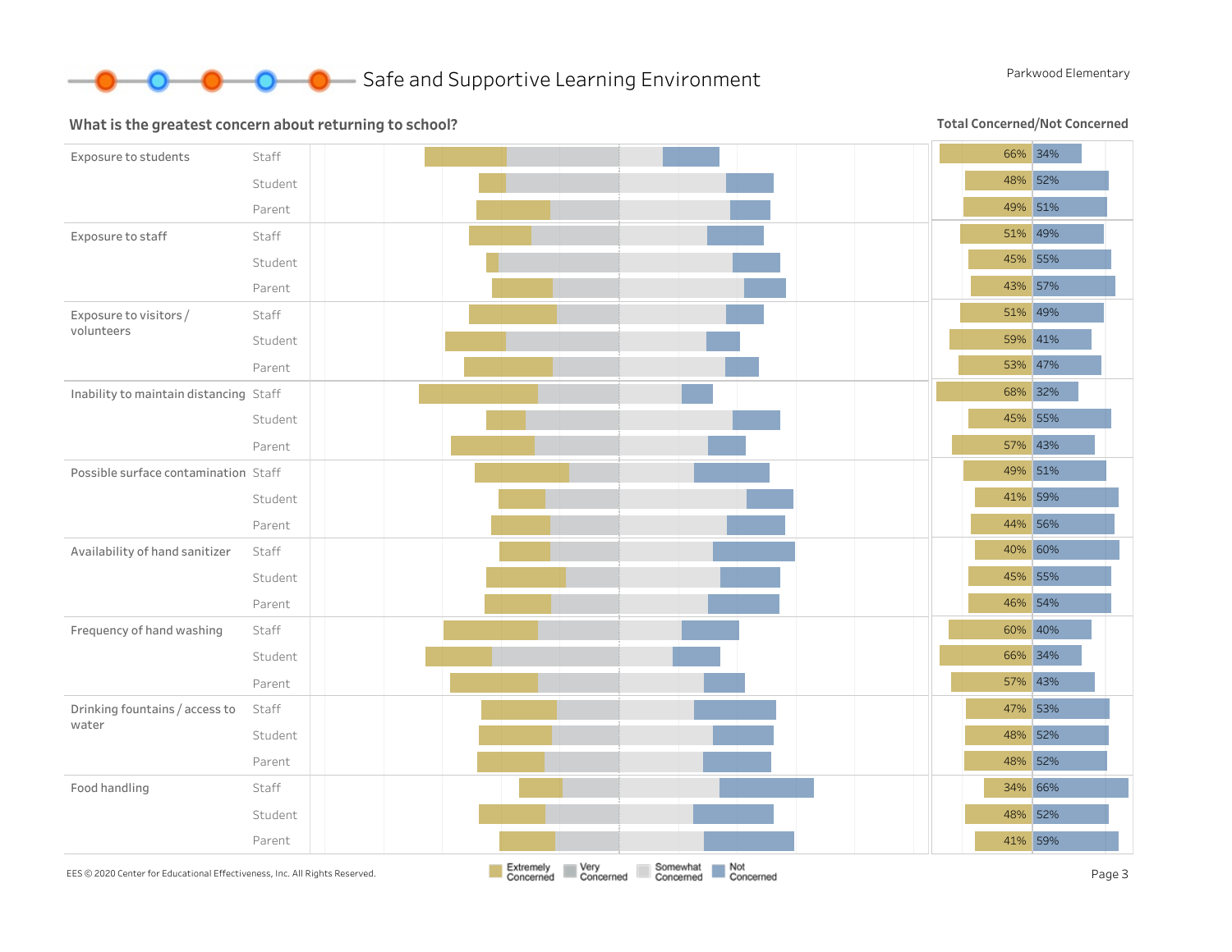## Safe and Supportive Learning Environment

Parkwood Elementary

### What is the greatest concern about returning to school?

**Total Concerned/Not Concerned**

| Concern | Group | Total Concerned | Not Concerned |
|---|---|---|---|
| Exposure to students | Staff | 66% | 34% |
| | Student | 48% | 52% |
| | Parent | 49% | 51% |
| Exposure to staff | Staff | 51% | 49% |
| | Student | 45% | 55% |
| | Parent | 43% | 57% |
| Exposure to visitors / volunteers | Staff | 51% | 49% |
| | Student | 59% | 41% |
| | Parent | 53% | 47% |
| Inability to maintain distancing | Staff | 68% | 32% |
| | Student | 45% | 55% |
| | Parent | 57% | 43% |
| Possible surface contamination | Staff | 49% | 51% |
| | Student | 41% | 59% |
| | Parent | 44% | 56% |
| Availability of hand sanitizer | Staff | 40% | 60% |
| | Student | 45% | 55% |
| | Parent | 46% | 54% |
| Frequency of hand washing | Staff | 60% | 40% |
| | Student | 66% | 34% |
| | Parent | 57% | 43% |
| Drinking fountains / access to water | Staff | 47% | 53% |
| | Student | 48% | 52% |
| | Parent | 48% | 52% |
| Food handling | Staff | 34% | 66% |
| | Student | 48% | 52% |
| | Parent | 41% | 59% |

Extremely Concerned | Very Concerned | Somewhat Concerned | Not Concerned

EES © 2020 Center for Educational Effectiveness, Inc. All Rights Reserved.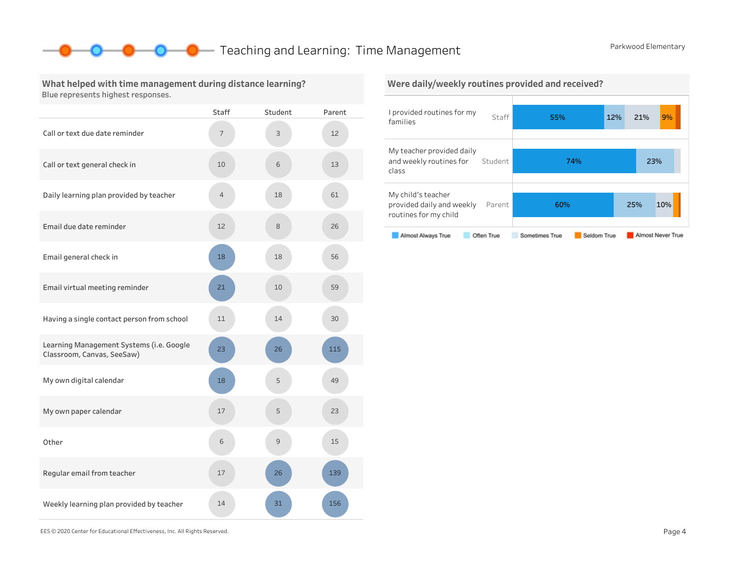# Teaching and Learning: Time Management

Parkwood Elementary

## What helped with time management during distance learning?

Blue represents highest responses.

| | Staff | Student | Parent |
|---|---|---|---|
| Call or text due date reminder | 7 | 3 | 12 |
| Call or text general check in | 10 | 6 | 13 |
| Daily learning plan provided by teacher | 4 | 18 | 61 |
| Email due date reminder | 12 | 8 | 26 |
| Email general check in | **18** | 18 | 56 |
| Email virtual meeting reminder | **21** | 10 | 59 |
| Having a single contact person from school | 11 | 14 | 30 |
| Learning Management Systems (i.e. Google Classroom, Canvas, SeeSaw) | **23** | **26** | **115** |
| My own digital calendar | **18** | 5 | 49 |
| My own paper calendar | 17 | 5 | 23 |
| Other | 6 | 9 | 15 |
| Regular email from teacher | 17 | **26** | **139** |
| Weekly learning plan provided by teacher | 14 | **31** | **156** |

## Were daily/weekly routines provided and received?

| Statement | Group | Almost Always True | Often True | Sometimes True | Seldom True | Almost Never True |
|---|---|---|---|---|---|---|
| I provided routines for my families | Staff | 55% | 12% | 21% | 9% | |
| My teacher provided daily and weekly routines for class | Student | 74% | 23% | | | |
| My child's teacher provided daily and weekly routines for my child | Parent | 60% | 25% | 10% | | |

EES © 2020 Center for Educational Effectiveness, Inc. All Rights Reserved.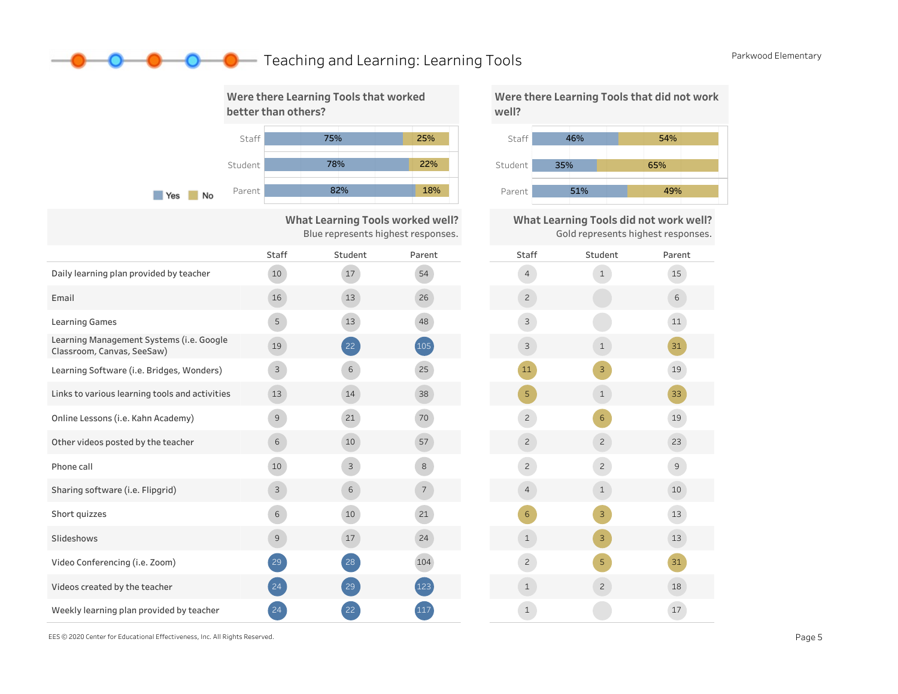# Teaching and Learning: Learning Tools

Parkwood Elementary

## Were there Learning Tools that worked better than others?

| | Yes | No |
|---|---|---|
| Staff | 75% | 25% |
| Student | 78% | 22% |
| Parent | 82% | 18% |

## Were there Learning Tools that did not work well?

| | Yes | No |
|---|---|---|
| Staff | 46% | 54% |
| Student | 35% | 65% |
| Parent | 51% | 49% |

## What Learning Tools worked well? / What Learning Tools did not work well?

Blue represents highest responses (worked well). Gold represents highest responses (did not work well).

| | Worked well: Staff | Worked well: Student | Worked well: Parent | Did not work well: Staff | Did not work well: Student | Did not work well: Parent |
|---|---|---|---|---|---|---|
| Daily learning plan provided by teacher | 10 | 17 | 54 | 4 | 1 | 15 |
| Email | 16 | 13 | 26 | 2 | | 6 |
| Learning Games | 5 | 13 | 48 | 3 | | 11 |
| Learning Management Systems (i.e. Google Classroom, Canvas, SeeSaw) | 19 | **22** | **105** | 3 | 1 | **31** |
| Learning Software (i.e. Bridges, Wonders) | 3 | 6 | 25 | **11** | **3** | 19 |
| Links to various learning tools and activities | 13 | 14 | 38 | **5** | 1 | **33** |
| Online Lessons (i.e. Kahn Academy) | 9 | 21 | 70 | 2 | **6** | 19 |
| Other videos posted by the teacher | 6 | 10 | 57 | 2 | 2 | 23 |
| Phone call | 10 | 3 | 8 | 2 | 2 | 9 |
| Sharing software (i.e. Flipgrid) | 3 | 6 | 7 | 4 | 1 | 10 |
| Short quizzes | 6 | 10 | 21 | **6** | **3** | 13 |
| Slideshows | 9 | 17 | 24 | 1 | **3** | 13 |
| Video Conferencing (i.e. Zoom) | **29** | **28** | 104 | 2 | **5** | **31** |
| Videos created by the teacher | **24** | **29** | **123** | 1 | 2 | 18 |
| Weekly learning plan provided by teacher | **24** | **22** | **117** | 1 | | 17 |

EES © 2020 Center for Educational Effectiveness, Inc. All Rights Reserved.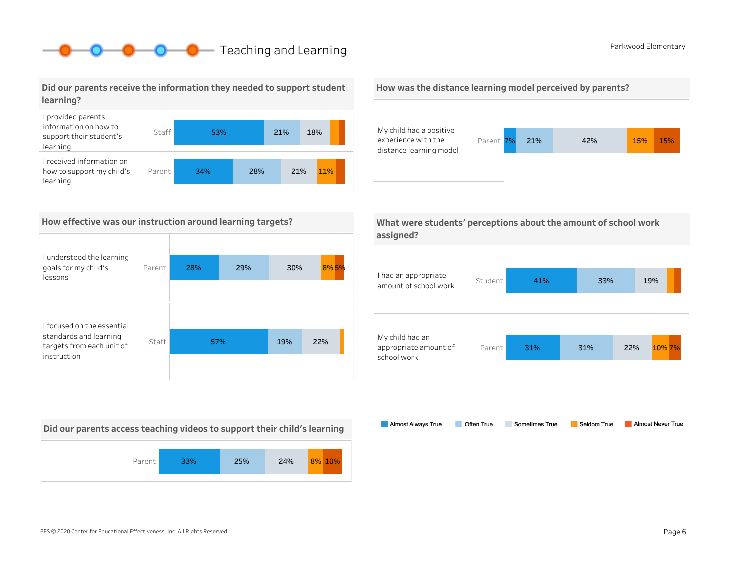# Teaching and Learning

Parkwood Elementary

## Did our parents receive the information they needed to support student learning?

| Statement | Respondent | Almost Always True | Often True | Sometimes True | Seldom True | Almost Never True |
|---|---|---|---|---|---|---|
| I provided parents information on how to support their student's learning | Staff | 53% | 21% | 18% | | |
| I received information on how to support my child's learning | Parent | 34% | 28% | 21% | 11% | |

## How was the distance learning model perceived by parents?

| Statement | Respondent | Almost Always True | Often True | Sometimes True | Seldom True | Almost Never True |
|---|---|---|---|---|---|---|
| My child had a positive experience with the distance learning model | Parent | 7% | 21% | 42% | 15% | 15% |

## How effective was our instruction around learning targets?

| Statement | Respondent | Almost Always True | Often True | Sometimes True | Seldom True | Almost Never True |
|---|---|---|---|---|---|---|
| I understood the learning goals for my child's lessons | Parent | 28% | 29% | 30% | 8% | 5% |
| I focused on the essential standards and learning targets from each unit of instruction | Staff | 57% | 19% | 22% | | |

## What were students' perceptions about the amount of school work assigned?

| Statement | Respondent | Almost Always True | Often True | Sometimes True | Seldom True | Almost Never True |
|---|---|---|---|---|---|---|
| I had an appropriate amount of school work | Student | 41% | 33% | 19% | | |
| My child had an appropriate amount of school work | Parent | 31% | 31% | 22% | 10% | 7% |

## Did our parents access teaching videos to support their child's learning

| Respondent | Almost Always True | Often True | Sometimes True | Seldom True | Almost Never True |
|---|---|---|---|---|---|
| Parent | 33% | 25% | 24% | 8% | 10% |

Legend: Almost Always True, Often True, Sometimes True, Seldom True, Almost Never True

EES © 2020 Center for Educational Effectiveness, Inc. All Rights Reserved.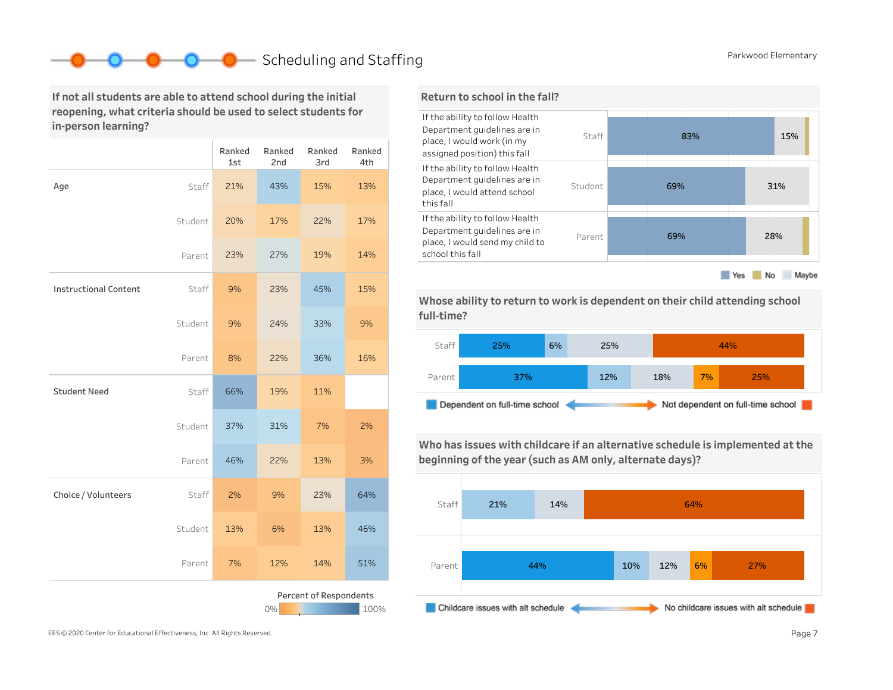# Scheduling and Staffing

Parkwood Elementary

## If not all students are able to attend school during the initial reopening, what criteria should be used to select students for in-person learning?

| | | Ranked 1st | Ranked 2nd | Ranked 3rd | Ranked 4th |
|---|---|---|---|---|---|
| Age | Staff | 21% | 43% | 15% | 13% |
| | Student | 20% | 17% | 22% | 17% |
| | Parent | 23% | 27% | 19% | 14% |
| Instructional Content | Staff | 9% | 23% | 45% | 15% |
| | Student | 9% | 24% | 33% | 9% |
| | Parent | 8% | 22% | 36% | 16% |
| Student Need | Staff | 66% | 19% | 11% | |
| | Student | 37% | 31% | 7% | 2% |
| | Parent | 46% | 22% | 13% | 3% |
| Choice / Volunteers | Staff | 2% | 9% | 23% | 64% |
| | Student | 13% | 6% | 13% | 46% |
| | Parent | 7% | 12% | 14% | 51% |

Percent of Respondents: 0% – 100%

## Return to school in the fall?

| Statement | Group | Yes | Maybe | No |
|---|---|---|---|---|
| If the ability to follow Health Department guidelines are in place, I would work (in my assigned position) this fall | Staff | 83% | 15% | |
| If the ability to follow Health Department guidelines are in place, I would attend school this fall | Student | 69% | 31% | |
| If the ability to follow Health Department guidelines are in place, I would send my child to school this fall | Parent | 69% | 28% | |

Yes / No / Maybe

## Whose ability to return to work is dependent on their child attending school full-time?

| Group | | | | | |
|---|---|---|---|---|---|
| Staff | 25% | 6% | 25% | | 44% |
| Parent | 37% | 12% | 18% | 7% | 25% |

Dependent on full-time school ⟷ Not dependent on full-time school

## Who has issues with childcare if an alternative schedule is implemented at the beginning of the year (such as AM only, alternate days)?

| Group | | | | | |
|---|---|---|---|---|---|
| Staff | 21% | 14% | | | 64% |
| Parent | 44% | 10% | 12% | 6% | 27% |

Childcare issues with alt schedule ⟷ No childcare issues with alt schedule

EES © 2020 Center for Educational Effectiveness, Inc. All Rights Reserved.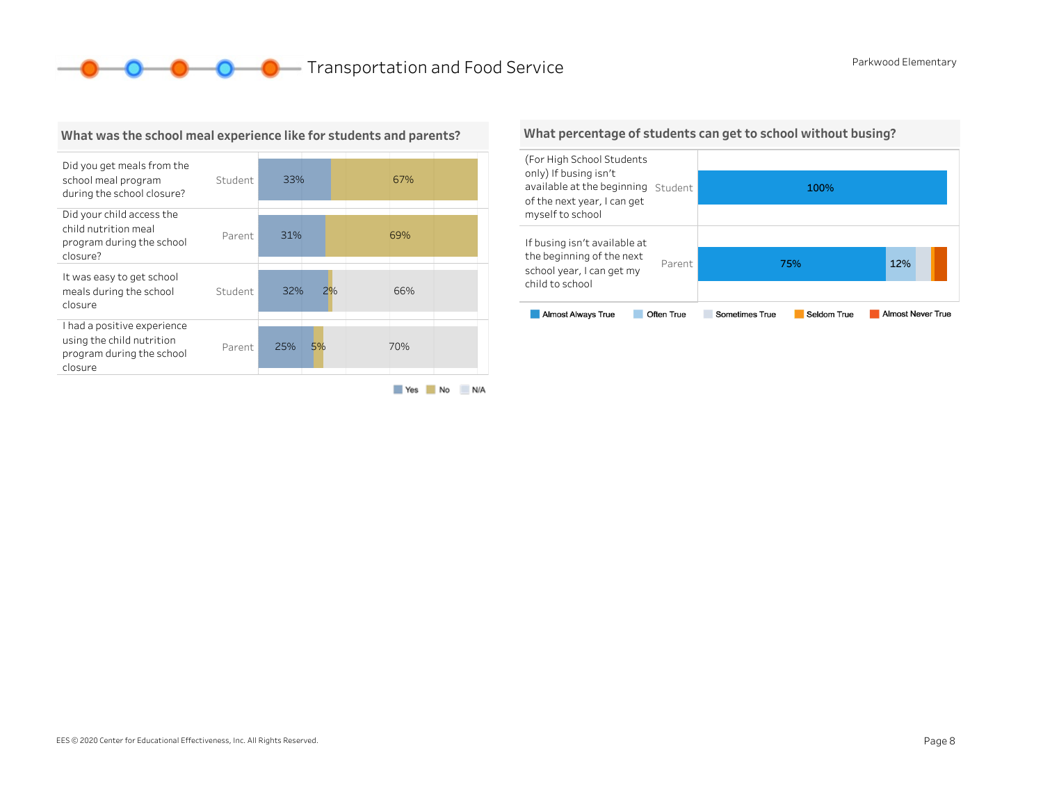# Transportation and Food Service

Parkwood Elementary

## What was the school meal experience like for students and parents?

| Question | Respondent | Yes | No | N/A |
|---|---|---|---|---|
| Did you get meals from the school meal program during the school closure? | Student | 33% | 67% | |
| Did your child access the child nutrition meal program during the school closure? | Parent | 31% | 69% | |
| It was easy to get school meals during the school closure | Student | 32% | 2% | 66% |
| I had a positive experience using the child nutrition program during the school closure | Parent | 25% | 5% | 70% |

## What percentage of students can get to school without busing?

| Question | Respondent | Almost Always True | Often True | Sometimes True | Seldom True | Almost Never True |
|---|---|---|---|---|---|---|
| (For High School Students only) If busing isn't available at the beginning of the next year, I can get myself to school | Student | 100% | | | | |
| If busing isn't available at the beginning of the next school year, I can get my child to school | Parent | 75% | 12% | | | |

EES © 2020 Center for Educational Effectiveness, Inc. All Rights Reserved.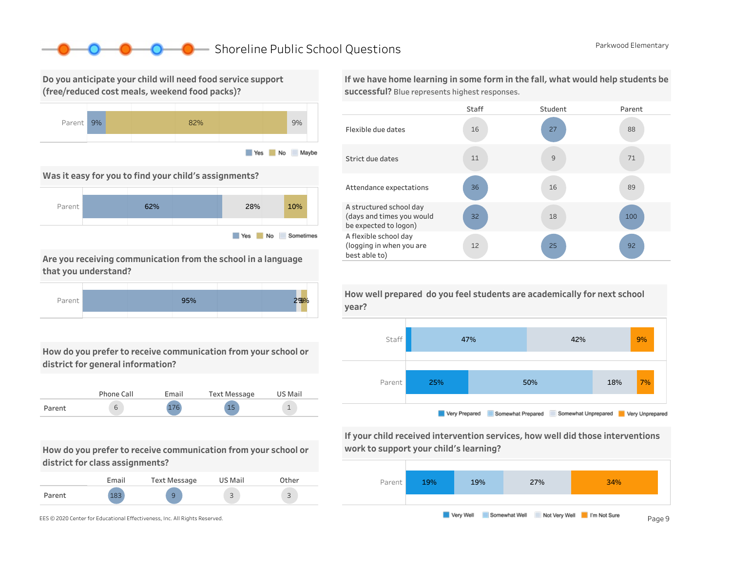# Shoreline Public School Questions

Parkwood Elementary

## Do you anticipate your child will need food service support (free/reduced cost meals, weekend food packs)?

| | Yes | No | Maybe |
|---|---|---|---|
| Parent | 9% | 82% | 9% |

## Was it easy for you to find your child's assignments?

| | Yes | No | Sometimes |
|---|---|---|---|
| Parent | 62% | 10% | 28% |

## Are you receiving communication from the school in a language that you understand?

| | Yes | No | Sometimes |
|---|---|---|---|
| Parent | 95% | 3% | 2% |

## How do you prefer to receive communication from your school or district for general information?

| | Phone Call | Email | Text Message | US Mail |
|---|---|---|---|---|
| Parent | 6 | 176 | 15 | 1 |

## How do you prefer to receive communication from your school or district for class assignments?

| | Email | Text Message | US Mail | Other |
|---|---|---|---|---|
| Parent | 183 | 9 | 3 | 3 |

## If we have home learning in some form in the fall, what would help students be successful? Blue represents highest responses.

| | Staff | Student | Parent |
|---|---|---|---|
| Flexible due dates | 16 | 27 | 88 |
| Strict due dates | 11 | 9 | 71 |
| Attendance expectations | 36 | 16 | 89 |
| A structured school day (days and times you would be expected to logon) | 32 | 18 | 100 |
| A flexible school day (logging in when you are best able to) | 12 | 25 | 92 |

## How well prepared do you feel students are academically for next school year?

| | Very Prepared | Somewhat Prepared | Somewhat Unprepared | Very Unprepared |
|---|---|---|---|---|
| Staff | | 47% | 42% | 9% |
| Parent | 25% | 50% | 18% | 7% |

## If your child received intervention services, how well did those interventions work to support your child's learning?

| | Very Well | Somewhat Well | Not Very Well | I'm Not Sure |
|---|---|---|---|---|
| Parent | 19% | 19% | 27% | 34% |

EES © 2020 Center for Educational Effectiveness, Inc. All Rights Reserved.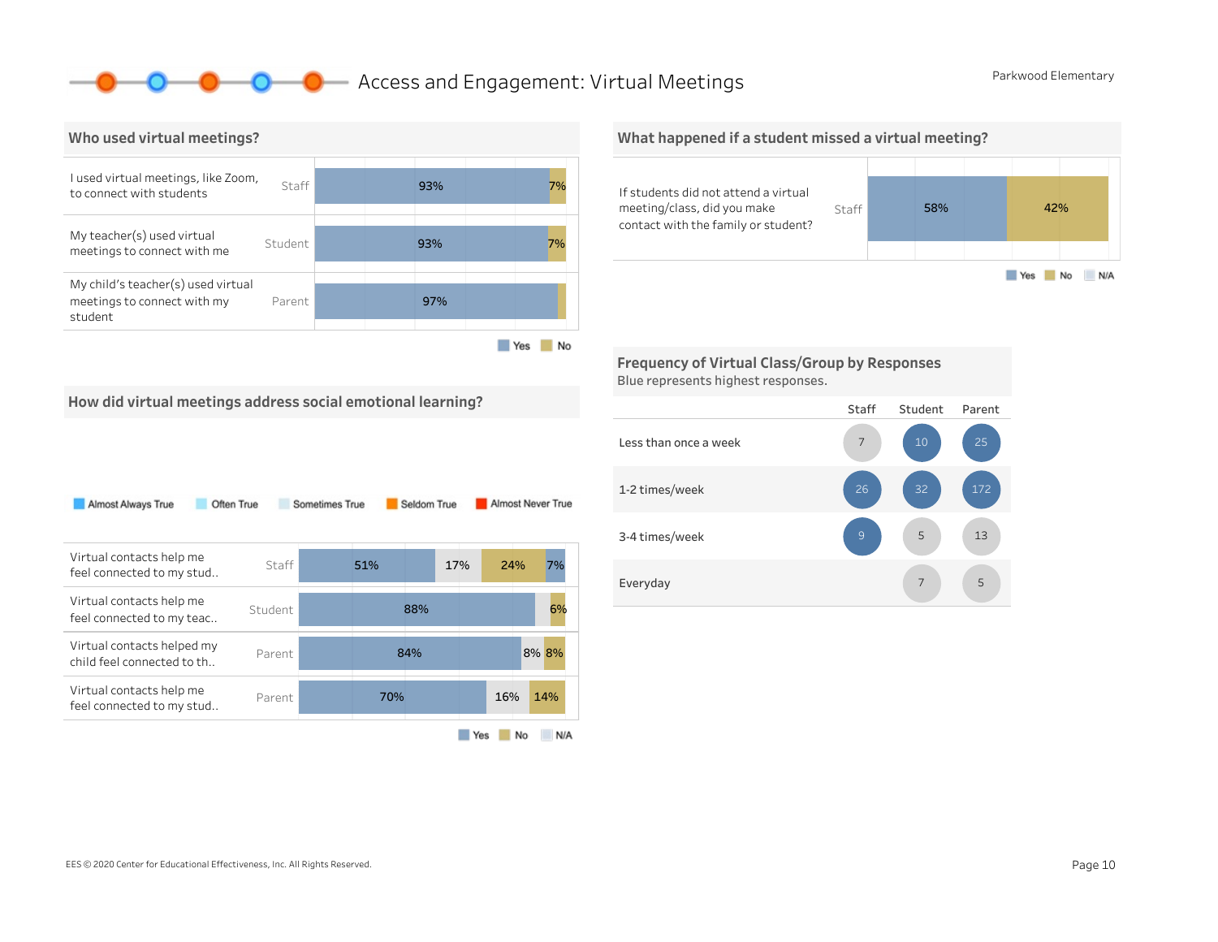# Access and Engagement: Virtual Meetings

Parkwood Elementary

## Who used virtual meetings?

| Question | Group | Yes | No |
|---|---|---|---|
| I used virtual meetings, like Zoom, to connect with students | Staff | 93% | 7% |
| My teacher(s) used virtual meetings to connect with me | Student | 93% | 7% |
| My child's teacher(s) used virtual meetings to connect with my student | Parent | 97% | |

Yes | No

## What happened if a student missed a virtual meeting?

| Question | Group | Yes | No |
|---|---|---|---|
| If students did not attend a virtual meeting/class, did you make contact with the family or student? | Staff | 58% | 42% |

Yes | No | N/A

## How did virtual meetings address social emotional learning?

Almost Always True | Often True | Sometimes True | Seldom True | Almost Never True

| Question | Group | Yes | N/A | No | |
|---|---|---|---|---|---|
| Virtual contacts help me feel connected to my stud.. | Staff | 51% | 17% | 24% | 7% |
| Virtual contacts help me feel connected to my teac.. | Student | 88% | | 6% | |
| Virtual contacts helped my child feel connected to th.. | Parent | 84% | 8% | 8% | |
| Virtual contacts help me feel connected to my stud.. | Parent | 70% | 16% | 14% | |

Yes | No | N/A

## Frequency of Virtual Class/Group by Responses

Blue represents highest responses.

| | Staff | Student | Parent |
|---|---|---|---|
| Less than once a week | 7 | 10 | 25 |
| 1-2 times/week | 26 | 32 | 172 |
| 3-4 times/week | 9 | 5 | 13 |
| Everyday | | 7 | 5 |

EES © 2020 Center for Educational Effectiveness, Inc. All Rights Reserved.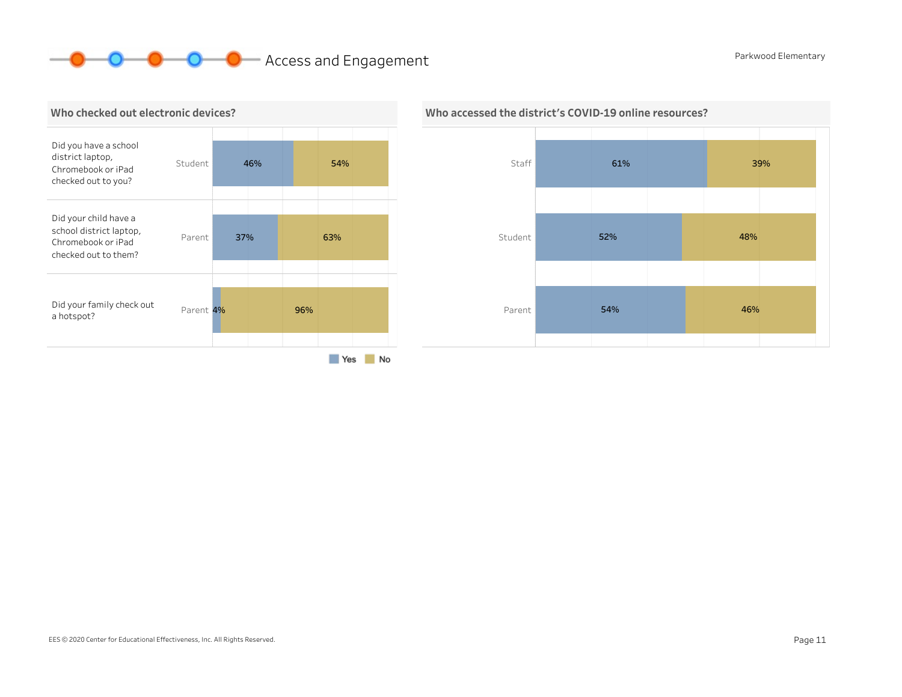# Access and Engagement

Parkwood Elementary

## Who checked out electronic devices?

| Question | Respondent | Yes | No |
| --- | --- | --- | --- |
| Did you have a school district laptop, Chromebook or iPad checked out to you? | Student | 46% | 54% |
| Did your child have a school district laptop, Chromebook or iPad checked out to them? | Parent | 37% | 63% |
| Did your family check out a hotspot? | Parent | 4% | 96% |

## Who accessed the district's COVID-19 online resources?

| Respondent | Yes | No |
| --- | --- | --- |
| Staff | 61% | 39% |
| Student | 52% | 48% |
| Parent | 54% | 46% |

EES © 2020 Center for Educational Effectiveness, Inc. All Rights Reserved.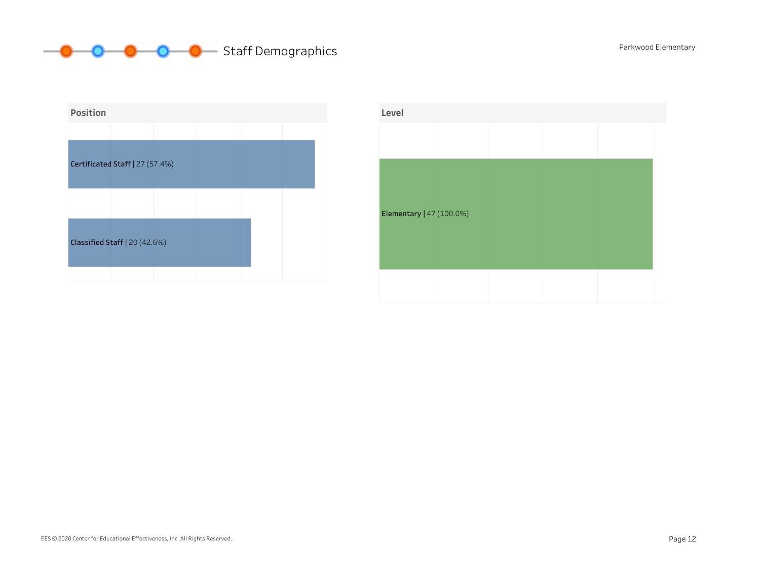# Staff Demographics

Parkwood Elementary

## Position

Certificated Staff | 27 (57.4%)

Classified Staff | 20 (42.6%)

## Level

Elementary | 47 (100.0%)

EES © 2020 Center for Educational Effectiveness, Inc. All Rights Reserved.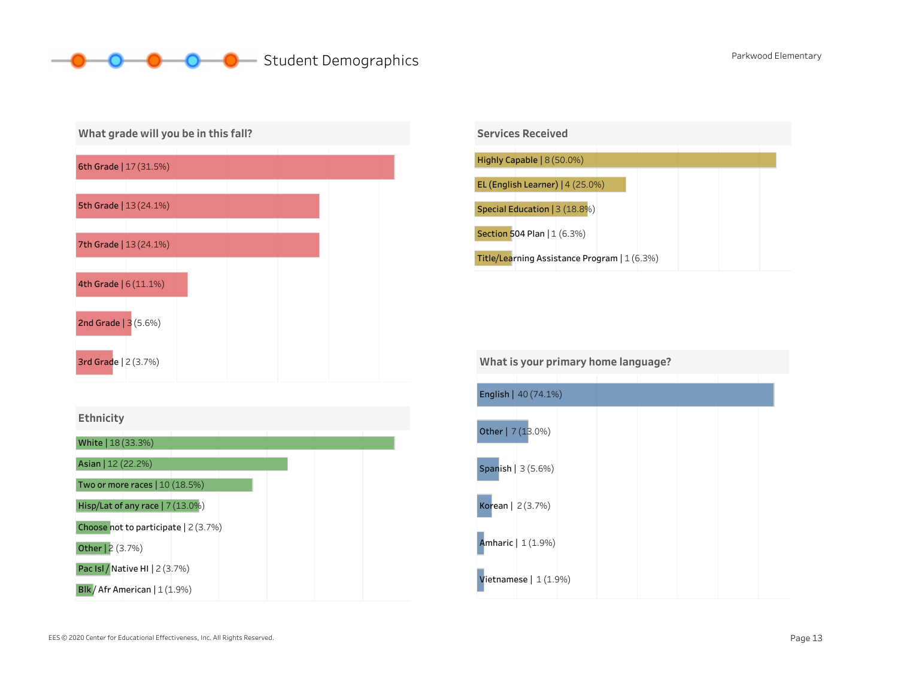# Student Demographics

Parkwood Elementary

## What grade will you be in this fall?

| Grade | Count | Percent |
|---|---|---|
| 6th Grade | 17 | 31.5% |
| 5th Grade | 13 | 24.1% |
| 7th Grade | 13 | 24.1% |
| 4th Grade | 6 | 11.1% |
| 2nd Grade | 3 | 5.6% |
| 3rd Grade | 2 | 3.7% |

## Ethnicity

| Ethnicity | Count | Percent |
|---|---|---|
| White | 18 | 33.3% |
| Asian | 12 | 22.2% |
| Two or more races | 10 | 18.5% |
| Hisp/Lat of any race | 7 | 13.0% |
| Choose not to participate | 2 | 3.7% |
| Other | 2 | 3.7% |
| Pac Isl / Native HI | 2 | 3.7% |
| Blk / Afr American | 1 | 1.9% |

## Services Received

| Service | Count | Percent |
|---|---|---|
| Highly Capable | 8 | 50.0% |
| EL (English Learner) | 4 | 25.0% |
| Special Education | 3 | 18.8% |
| Section 504 Plan | 1 | 6.3% |
| Title/Learning Assistance Program | 1 | 6.3% |

## What is your primary home language?

| Language | Count | Percent |
|---|---|---|
| English | 40 | 74.1% |
| Other | 7 | 13.0% |
| Spanish | 3 | 5.6% |
| Korean | 2 | 3.7% |
| Amharic | 1 | 1.9% |
| Vietnamese | 1 | 1.9% |

EES © 2020 Center for Educational Effectiveness, Inc. All Rights Reserved.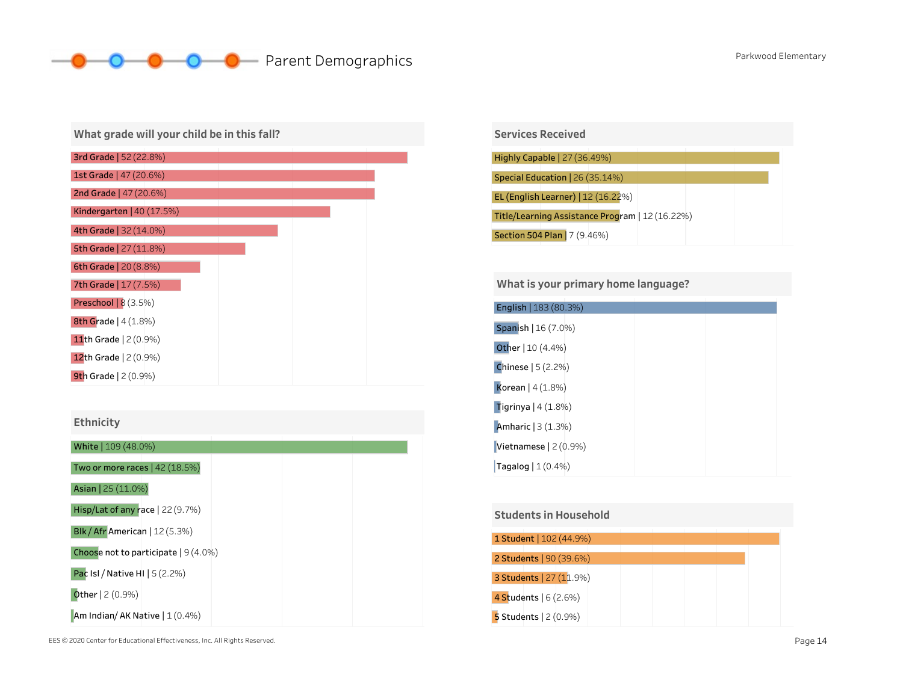# Parent Demographics

Parkwood Elementary

## What grade will your child be in this fall?

3rd Grade | 52 (22.8%)
1st Grade | 47 (20.6%)
2nd Grade | 47 (20.6%)
Kindergarten | 40 (17.5%)
4th Grade | 32 (14.0%)
5th Grade | 27 (11.8%)
6th Grade | 20 (8.8%)
7th Grade | 17 (7.5%)
Preschool | 8 (3.5%)
8th Grade | 4 (1.8%)
11th Grade | 2 (0.9%)
12th Grade | 2 (0.9%)
9th Grade | 2 (0.9%)

## Ethnicity

White | 109 (48.0%)
Two or more races | 42 (18.5%)
Asian | 25 (11.0%)
Hisp/Lat of any race | 22 (9.7%)
Blk / Afr American | 12 (5.3%)
Choose not to participate | 9 (4.0%)
Pac Isl / Native HI | 5 (2.2%)
Other | 2 (0.9%)
Am Indian/ AK Native | 1 (0.4%)

## Services Received

Highly Capable | 27 (36.49%)
Special Education | 26 (35.14%)
EL (English Learner) | 12 (16.22%)
Title/Learning Assistance Program | 12 (16.22%)
Section 504 Plan | 7 (9.46%)

## What is your primary home language?

English | 183 (80.3%)
Spanish | 16 (7.0%)
Other | 10 (4.4%)
Chinese | 5 (2.2%)
Korean | 4 (1.8%)
Tigrinya | 4 (1.8%)
Amharic | 3 (1.3%)
Vietnamese | 2 (0.9%)
Tagalog | 1 (0.4%)

## Students in Household

1 Student | 102 (44.9%)
2 Students | 90 (39.6%)
3 Students | 27 (11.9%)
4 Students | 6 (2.6%)
5 Students | 2 (0.9%)

EES © 2020 Center for Educational Effectiveness, Inc. All Rights Reserved.